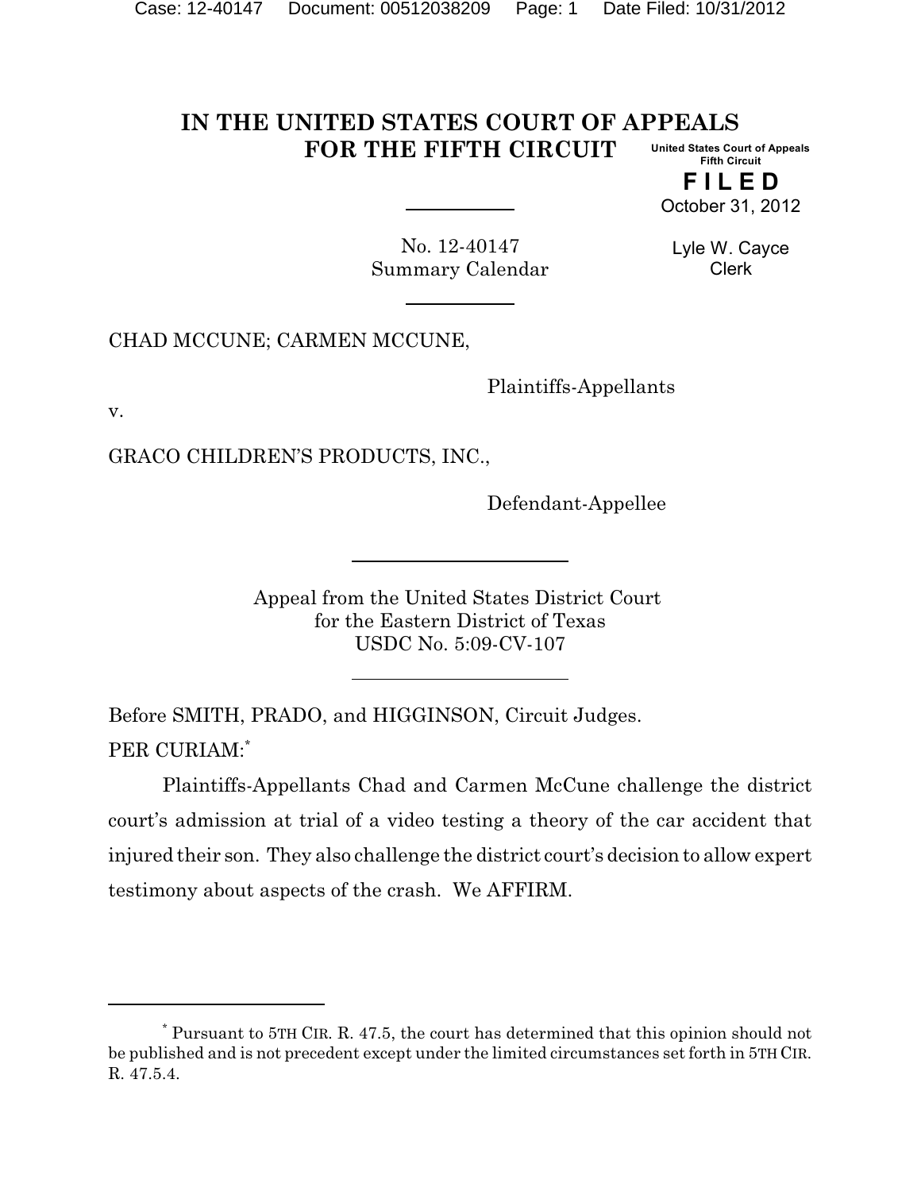# IN THE UNITED STATES COURT OF APPEALS FOR THE FIFTH CIRCUIT

United States Court of Appeals
Fifth Circuit

**FILED**

October 31, 2012

Lyle W. Cayce
Clerk

No. 12-40147
Summary Calendar

CHAD MCCUNE; CARMEN MCCUNE,

Plaintiffs-Appellants

v.

GRACO CHILDREN'S PRODUCTS, INC.,

Defendant-Appellee

Appeal from the United States District Court
for the Eastern District of Texas
USDC No. 5:09-CV-107

Before SMITH, PRADO, and HIGGINSON, Circuit Judges.

PER CURIAM:*

Plaintiffs-Appellants Chad and Carmen McCune challenge the district court's admission at trial of a video testing a theory of the car accident that injured their son. They also challenge the district court's decision to allow expert testimony about aspects of the crash. We AFFIRM.

---

\* Pursuant to 5TH CIR. R. 47.5, the court has determined that this opinion should not be published and is not precedent except under the limited circumstances set forth in 5TH CIR. R. 47.5.4.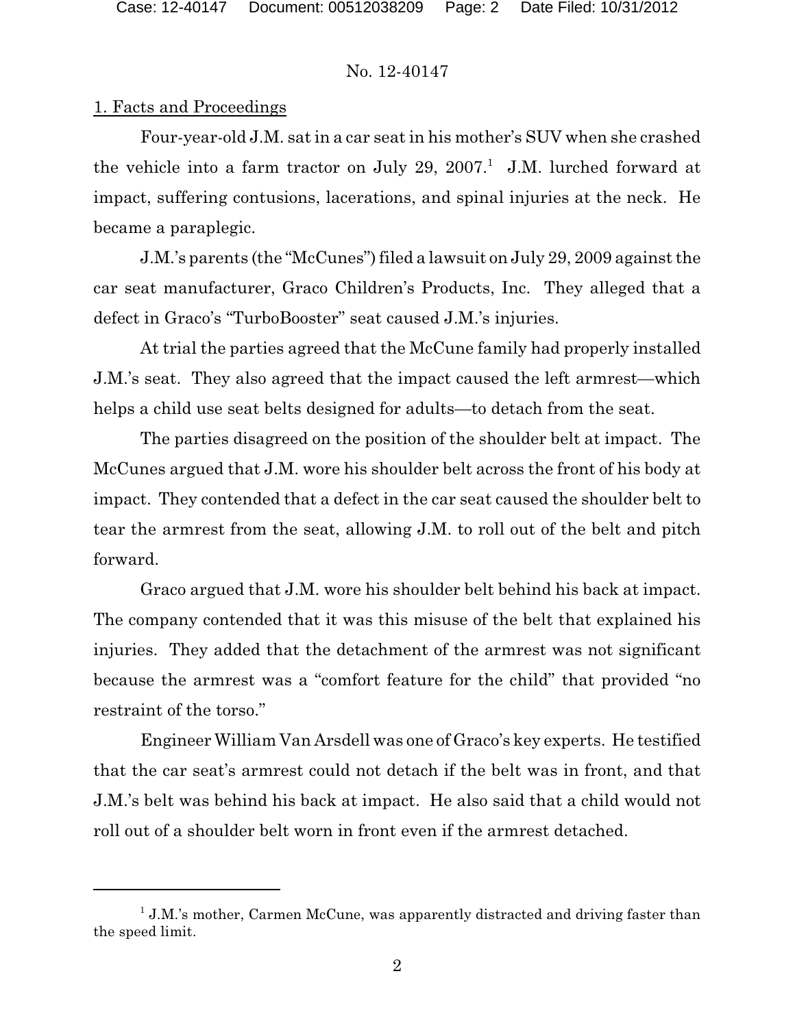1. Facts and Proceedings

Four-year-old J.M. sat in a car seat in his mother's SUV when she crashed the vehicle into a farm tractor on July 29, 2007.[1] J.M. lurched forward at impact, suffering contusions, lacerations, and spinal injuries at the neck. He became a paraplegic.

J.M.'s parents (the "McCunes") filed a lawsuit on July 29, 2009 against the car seat manufacturer, Graco Children's Products, Inc. They alleged that a defect in Graco's "TurboBooster" seat caused J.M.'s injuries.

At trial the parties agreed that the McCune family had properly installed J.M.'s seat. They also agreed that the impact caused the left armrest—which helps a child use seat belts designed for adults—to detach from the seat.

The parties disagreed on the position of the shoulder belt at impact. The McCunes argued that J.M. wore his shoulder belt across the front of his body at impact. They contended that a defect in the car seat caused the shoulder belt to tear the armrest from the seat, allowing J.M. to roll out of the belt and pitch forward.

Graco argued that J.M. wore his shoulder belt behind his back at impact. The company contended that it was this misuse of the belt that explained his injuries. They added that the detachment of the armrest was not significant because the armrest was a "comfort feature for the child" that provided "no restraint of the torso."

Engineer William Van Arsdell was one of Graco's key experts. He testified that the car seat's armrest could not detach if the belt was in front, and that J.M.'s belt was behind his back at impact. He also said that a child would not roll out of a shoulder belt worn in front even if the armrest detached.

[1] J.M.'s mother, Carmen McCune, was apparently distracted and driving faster than the speed limit.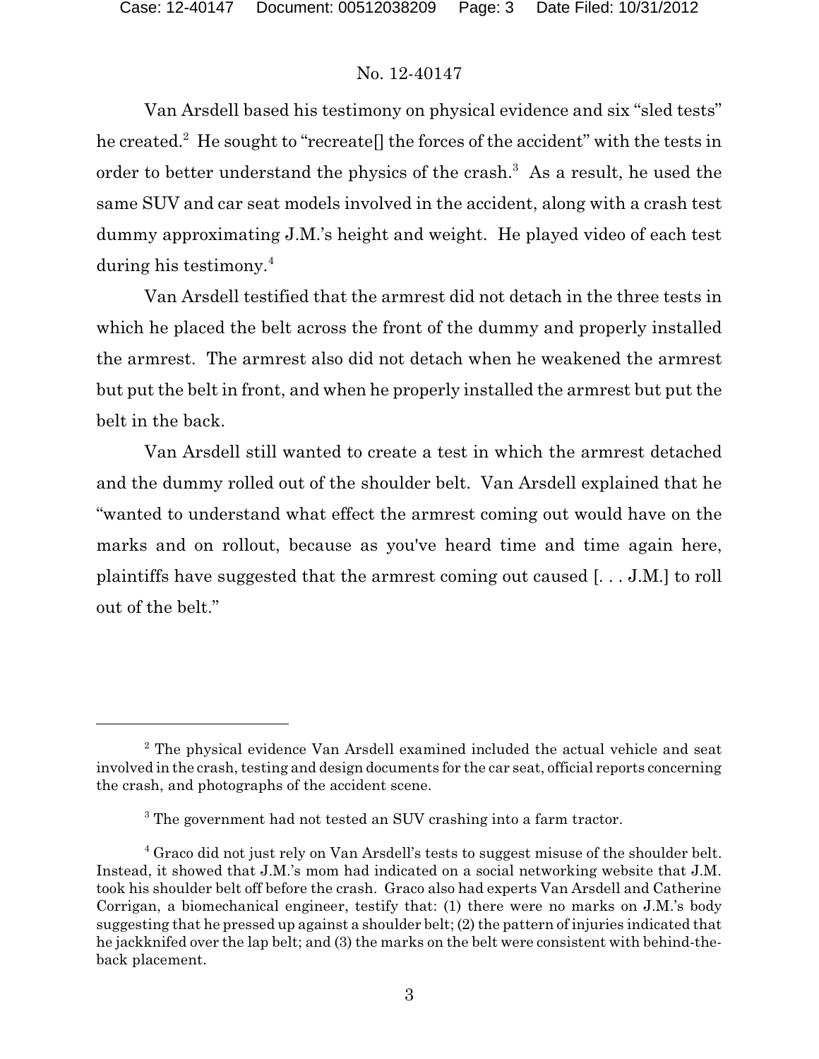Van Arsdell based his testimony on physical evidence and six "sled tests" he created.[2] He sought to "recreate[] the forces of the accident" with the tests in order to better understand the physics of the crash.[3] As a result, he used the same SUV and car seat models involved in the accident, along with a crash test dummy approximating J.M.'s height and weight. He played video of each test during his testimony.[4]

Van Arsdell testified that the armrest did not detach in the three tests in which he placed the belt across the front of the dummy and properly installed the armrest. The armrest also did not detach when he weakened the armrest but put the belt in front, and when he properly installed the armrest but put the belt in the back.

Van Arsdell still wanted to create a test in which the armrest detached and the dummy rolled out of the shoulder belt. Van Arsdell explained that he "wanted to understand what effect the armrest coming out would have on the marks and on rollout, because as you've heard time and time again here, plaintiffs have suggested that the armrest coming out caused [. . . J.M.] to roll out of the belt."

---

[2] The physical evidence Van Arsdell examined included the actual vehicle and seat involved in the crash, testing and design documents for the car seat, official reports concerning the crash, and photographs of the accident scene.

[3] The government had not tested an SUV crashing into a farm tractor.

[4] Graco did not just rely on Van Arsdell's tests to suggest misuse of the shoulder belt. Instead, it showed that J.M.'s mom had indicated on a social networking website that J.M. took his shoulder belt off before the crash. Graco also had experts Van Arsdell and Catherine Corrigan, a biomechanical engineer, testify that: (1) there were no marks on J.M.'s body suggesting that he pressed up against a shoulder belt; (2) the pattern of injuries indicated that he jackknifed over the lap belt; and (3) the marks on the belt were consistent with behind-the-back placement.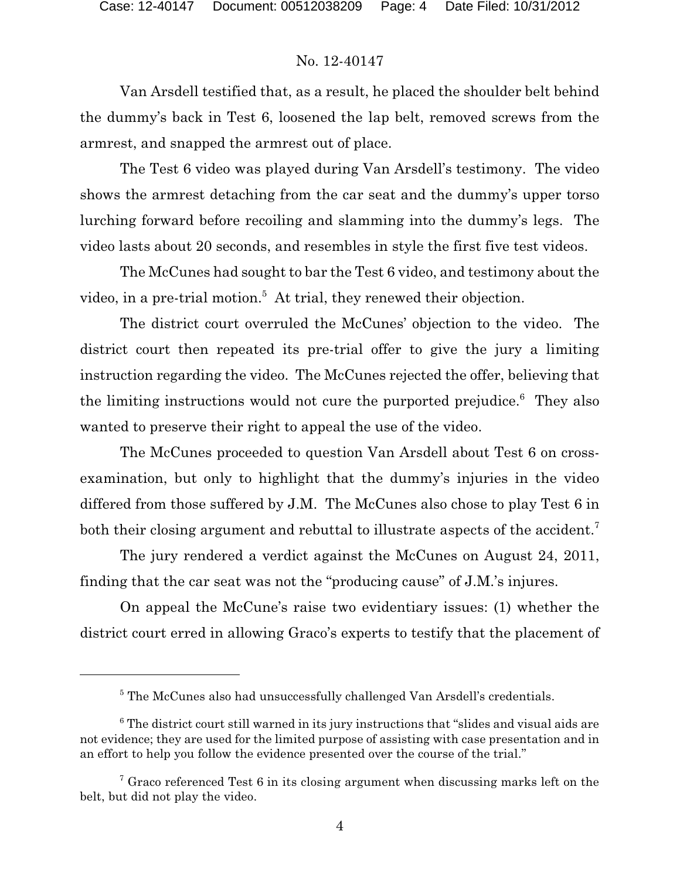Van Arsdell testified that, as a result, he placed the shoulder belt behind the dummy's back in Test 6, loosened the lap belt, removed screws from the armrest, and snapped the armrest out of place.

The Test 6 video was played during Van Arsdell's testimony. The video shows the armrest detaching from the car seat and the dummy's upper torso lurching forward before recoiling and slamming into the dummy's legs. The video lasts about 20 seconds, and resembles in style the first five test videos.

The McCunes had sought to bar the Test 6 video, and testimony about the video, in a pre-trial motion.[5] At trial, they renewed their objection.

The district court overruled the McCunes' objection to the video. The district court then repeated its pre-trial offer to give the jury a limiting instruction regarding the video. The McCunes rejected the offer, believing that the limiting instructions would not cure the purported prejudice.[6] They also wanted to preserve their right to appeal the use of the video.

The McCunes proceeded to question Van Arsdell about Test 6 on cross-examination, but only to highlight that the dummy's injuries in the video differed from those suffered by J.M. The McCunes also chose to play Test 6 in both their closing argument and rebuttal to illustrate aspects of the accident.[7]

The jury rendered a verdict against the McCunes on August 24, 2011, finding that the car seat was not the "producing cause" of J.M.'s injures.

On appeal the McCune's raise two evidentiary issues: (1) whether the district court erred in allowing Graco's experts to testify that the placement of

---

[5] The McCunes also had unsuccessfully challenged Van Arsdell's credentials.

[6] The district court still warned in its jury instructions that "slides and visual aids are not evidence; they are used for the limited purpose of assisting with case presentation and in an effort to help you follow the evidence presented over the course of the trial."

[7] Graco referenced Test 6 in its closing argument when discussing marks left on the belt, but did not play the video.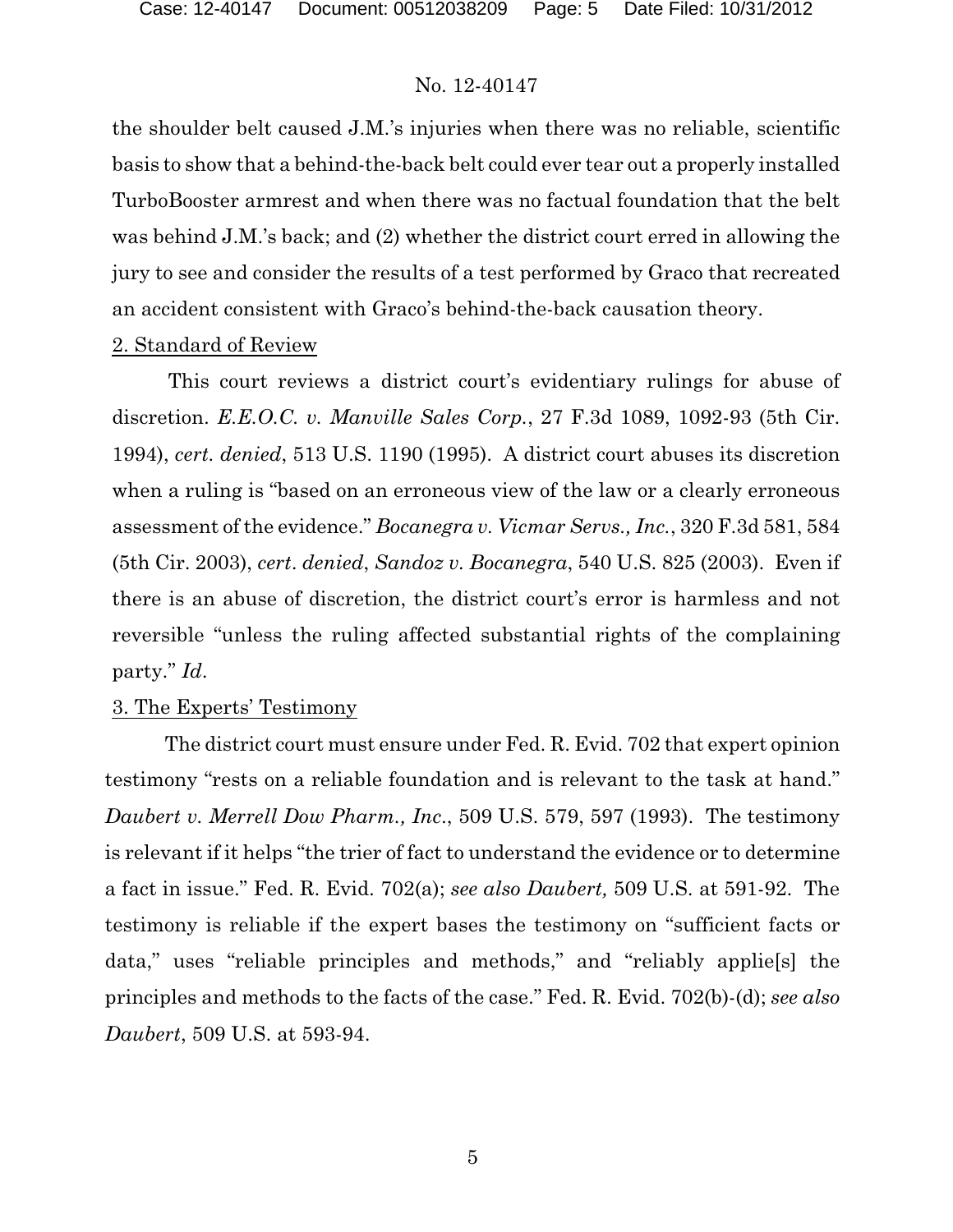the shoulder belt caused J.M.'s injuries when there was no reliable, scientific basis to show that a behind-the-back belt could ever tear out a properly installed TurboBooster armrest and when there was no factual foundation that the belt was behind J.M.'s back; and (2) whether the district court erred in allowing the jury to see and consider the results of a test performed by Graco that recreated an accident consistent with Graco's behind-the-back causation theory.

2. Standard of Review

This court reviews a district court's evidentiary rulings for abuse of discretion. *E.E.O.C. v. Manville Sales Corp.*, 27 F.3d 1089, 1092-93 (5th Cir. 1994), *cert. denied*, 513 U.S. 1190 (1995). A district court abuses its discretion when a ruling is "based on an erroneous view of the law or a clearly erroneous assessment of the evidence." *Bocanegra v. Vicmar Servs., Inc.*, 320 F.3d 581, 584 (5th Cir. 2003), *cert. denied*, *Sandoz v. Bocanegra*, 540 U.S. 825 (2003). Even if there is an abuse of discretion, the district court's error is harmless and not reversible "unless the ruling affected substantial rights of the complaining party." *Id.*

3. The Experts' Testimony

The district court must ensure under Fed. R. Evid. 702 that expert opinion testimony "rests on a reliable foundation and is relevant to the task at hand." *Daubert v. Merrell Dow Pharm., Inc.*, 509 U.S. 579, 597 (1993). The testimony is relevant if it helps "the trier of fact to understand the evidence or to determine a fact in issue." Fed. R. Evid. 702(a); *see also Daubert,* 509 U.S. at 591-92. The testimony is reliable if the expert bases the testimony on "sufficient facts or data," uses "reliable principles and methods," and "reliably applie[s] the principles and methods to the facts of the case." Fed. R. Evid. 702(b)-(d); *see also Daubert*, 509 U.S. at 593-94.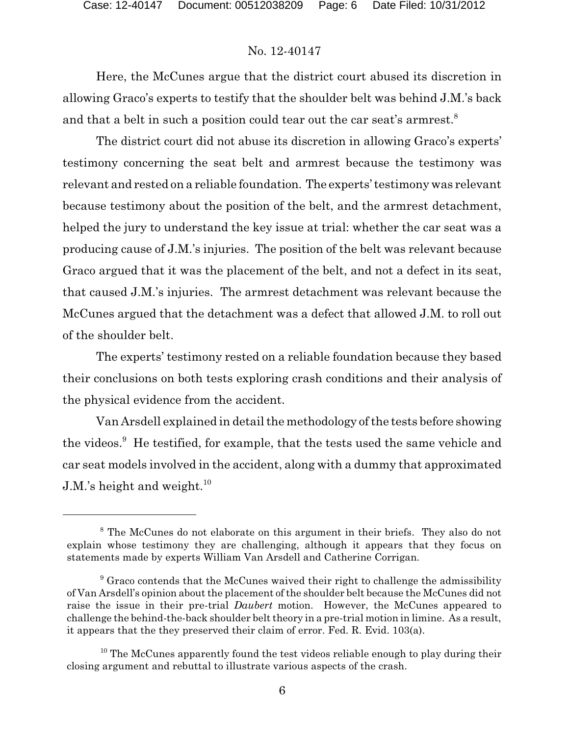Here, the McCunes argue that the district court abused its discretion in allowing Graco's experts to testify that the shoulder belt was behind J.M.'s back and that a belt in such a position could tear out the car seat's armrest.[8]

The district court did not abuse its discretion in allowing Graco's experts' testimony concerning the seat belt and armrest because the testimony was relevant and rested on a reliable foundation. The experts' testimony was relevant because testimony about the position of the belt, and the armrest detachment, helped the jury to understand the key issue at trial: whether the car seat was a producing cause of J.M.'s injuries. The position of the belt was relevant because Graco argued that it was the placement of the belt, and not a defect in its seat, that caused J.M.'s injuries. The armrest detachment was relevant because the McCunes argued that the detachment was a defect that allowed J.M. to roll out of the shoulder belt.

The experts' testimony rested on a reliable foundation because they based their conclusions on both tests exploring crash conditions and their analysis of the physical evidence from the accident.

Van Arsdell explained in detail the methodology of the tests before showing the videos.[9] He testified, for example, that the tests used the same vehicle and car seat models involved in the accident, along with a dummy that approximated J.M.'s height and weight.[10]

---

[8] The McCunes do not elaborate on this argument in their briefs. They also do not explain whose testimony they are challenging, although it appears that they focus on statements made by experts William Van Arsdell and Catherine Corrigan.

[9] Graco contends that the McCunes waived their right to challenge the admissibility of Van Arsdell's opinion about the placement of the shoulder belt because the McCunes did not raise the issue in their pre-trial *Daubert* motion. However, the McCunes appeared to challenge the behind-the-back shoulder belt theory in a pre-trial motion in limine. As a result, it appears that the they preserved their claim of error. Fed. R. Evid. 103(a).

[10] The McCunes apparently found the test videos reliable enough to play during their closing argument and rebuttal to illustrate various aspects of the crash.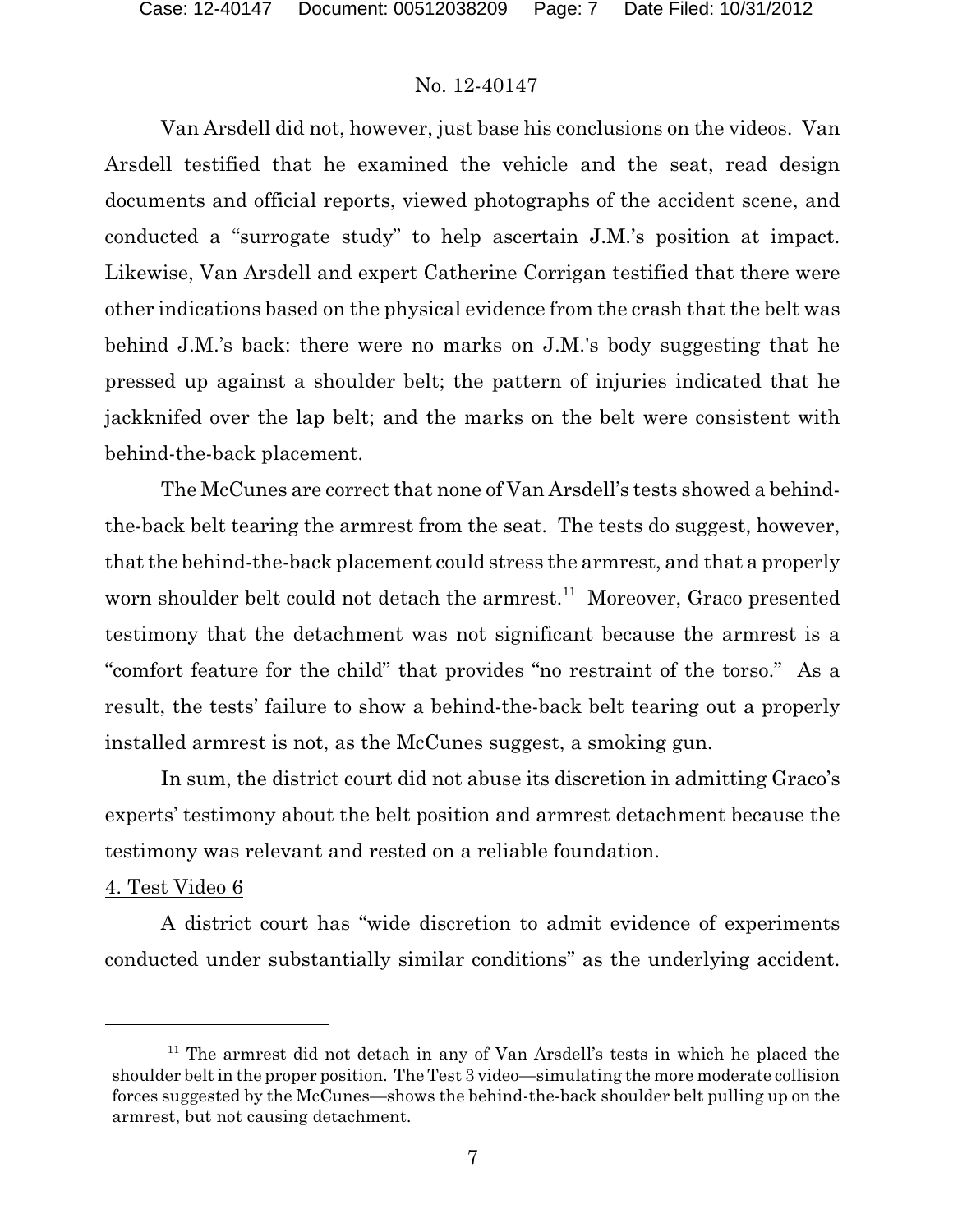Van Arsdell did not, however, just base his conclusions on the videos. Van Arsdell testified that he examined the vehicle and the seat, read design documents and official reports, viewed photographs of the accident scene, and conducted a "surrogate study" to help ascertain J.M.'s position at impact. Likewise, Van Arsdell and expert Catherine Corrigan testified that there were other indications based on the physical evidence from the crash that the belt was behind J.M.'s back: there were no marks on J.M.'s body suggesting that he pressed up against a shoulder belt; the pattern of injuries indicated that he jackknifed over the lap belt; and the marks on the belt were consistent with behind-the-back placement.

The McCunes are correct that none of Van Arsdell's tests showed a behind-the-back belt tearing the armrest from the seat. The tests do suggest, however, that the behind-the-back placement could stress the armrest, and that a properly worn shoulder belt could not detach the armrest.[11] Moreover, Graco presented testimony that the detachment was not significant because the armrest is a "comfort feature for the child" that provides "no restraint of the torso." As a result, the tests' failure to show a behind-the-back belt tearing out a properly installed armrest is not, as the McCunes suggest, a smoking gun.

In sum, the district court did not abuse its discretion in admitting Graco's experts' testimony about the belt position and armrest detachment because the testimony was relevant and rested on a reliable foundation.

4. Test Video 6

A district court has "wide discretion to admit evidence of experiments conducted under substantially similar conditions" as the underlying accident.

---

[11] The armrest did not detach in any of Van Arsdell's tests in which he placed the shoulder belt in the proper position. The Test 3 video—simulating the more moderate collision forces suggested by the McCunes—shows the behind-the-back shoulder belt pulling up on the armrest, but not causing detachment.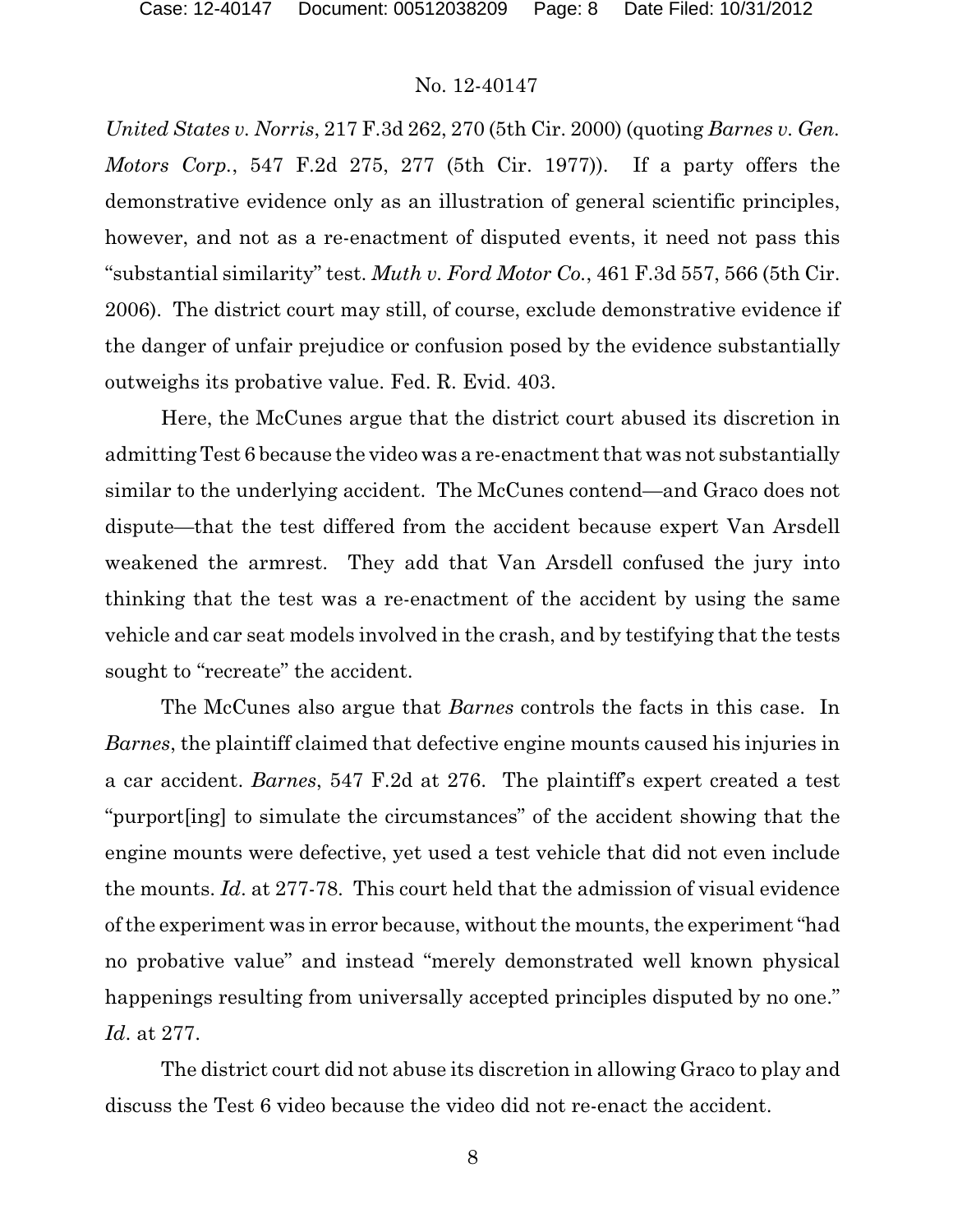*United States v. Norris*, 217 F.3d 262, 270 (5th Cir. 2000) (quoting *Barnes v. Gen. Motors Corp.*, 547 F.2d 275, 277 (5th Cir. 1977)). If a party offers the demonstrative evidence only as an illustration of general scientific principles, however, and not as a re-enactment of disputed events, it need not pass this "substantial similarity" test. *Muth v. Ford Motor Co.*, 461 F.3d 557, 566 (5th Cir. 2006). The district court may still, of course, exclude demonstrative evidence if the danger of unfair prejudice or confusion posed by the evidence substantially outweighs its probative value. Fed. R. Evid. 403.

Here, the McCunes argue that the district court abused its discretion in admitting Test 6 because the video was a re-enactment that was not substantially similar to the underlying accident. The McCunes contend—and Graco does not dispute—that the test differed from the accident because expert Van Arsdell weakened the armrest. They add that Van Arsdell confused the jury into thinking that the test was a re-enactment of the accident by using the same vehicle and car seat models involved in the crash, and by testifying that the tests sought to "recreate" the accident.

The McCunes also argue that *Barnes* controls the facts in this case. In *Barnes*, the plaintiff claimed that defective engine mounts caused his injuries in a car accident. *Barnes*, 547 F.2d at 276. The plaintiff's expert created a test "purport[ing] to simulate the circumstances" of the accident showing that the engine mounts were defective, yet used a test vehicle that did not even include the mounts. *Id*. at 277-78. This court held that the admission of visual evidence of the experiment was in error because, without the mounts, the experiment "had no probative value" and instead "merely demonstrated well known physical happenings resulting from universally accepted principles disputed by no one." *Id*. at 277.

The district court did not abuse its discretion in allowing Graco to play and discuss the Test 6 video because the video did not re-enact the accident.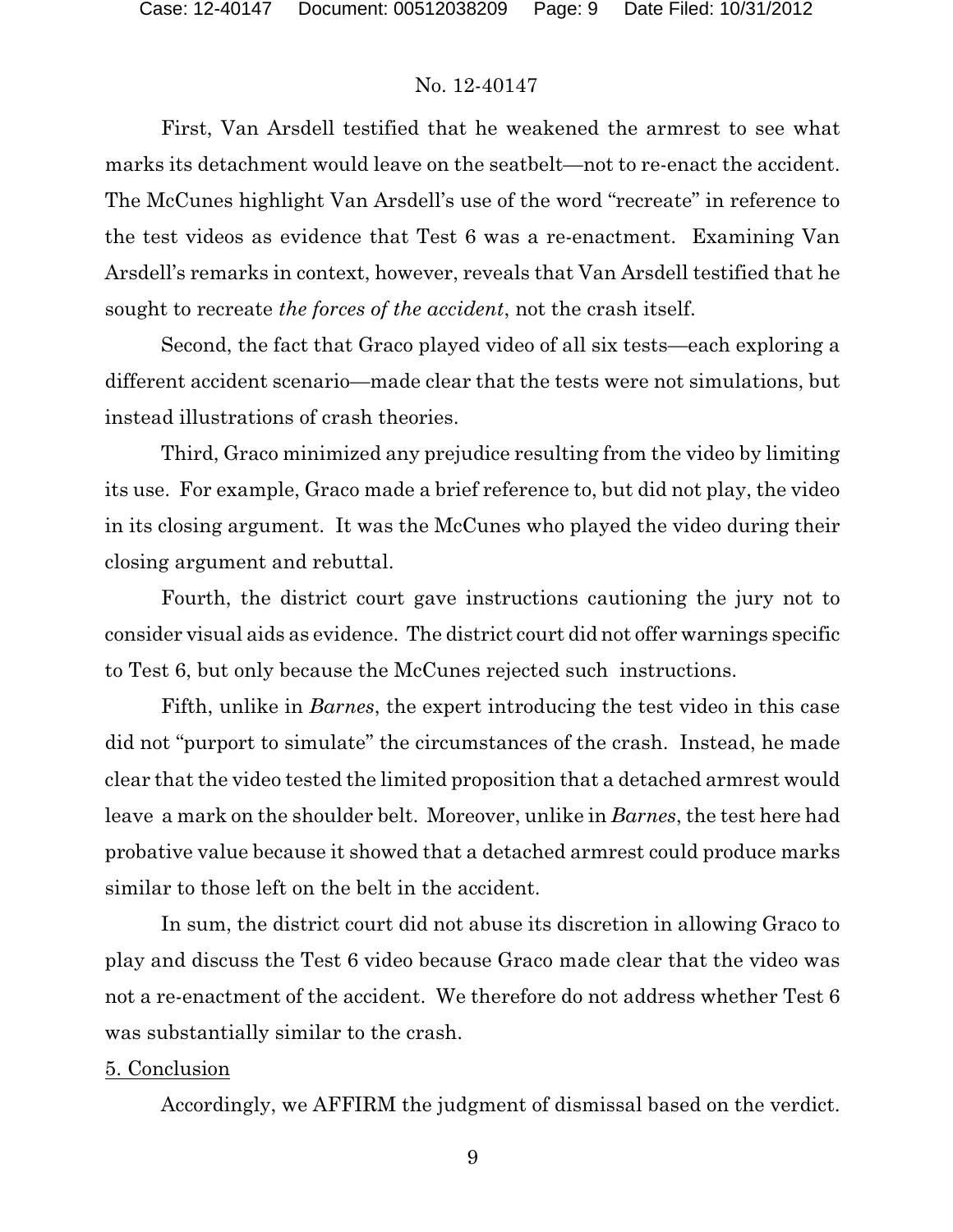First, Van Arsdell testified that he weakened the armrest to see what marks its detachment would leave on the seatbelt—not to re-enact the accident. The McCunes highlight Van Arsdell's use of the word "recreate" in reference to the test videos as evidence that Test 6 was a re-enactment. Examining Van Arsdell's remarks in context, however, reveals that Van Arsdell testified that he sought to recreate *the forces of the accident*, not the crash itself.

Second, the fact that Graco played video of all six tests—each exploring a different accident scenario—made clear that the tests were not simulations, but instead illustrations of crash theories.

Third, Graco minimized any prejudice resulting from the video by limiting its use. For example, Graco made a brief reference to, but did not play, the video in its closing argument. It was the McCunes who played the video during their closing argument and rebuttal.

Fourth, the district court gave instructions cautioning the jury not to consider visual aids as evidence. The district court did not offer warnings specific to Test 6, but only because the McCunes rejected such instructions.

Fifth, unlike in *Barnes*, the expert introducing the test video in this case did not "purport to simulate" the circumstances of the crash. Instead, he made clear that the video tested the limited proposition that a detached armrest would leave a mark on the shoulder belt. Moreover, unlike in *Barnes*, the test here had probative value because it showed that a detached armrest could produce marks similar to those left on the belt in the accident.

In sum, the district court did not abuse its discretion in allowing Graco to play and discuss the Test 6 video because Graco made clear that the video was not a re-enactment of the accident. We therefore do not address whether Test 6 was substantially similar to the crash.

5. Conclusion

Accordingly, we AFFIRM the judgment of dismissal based on the verdict.